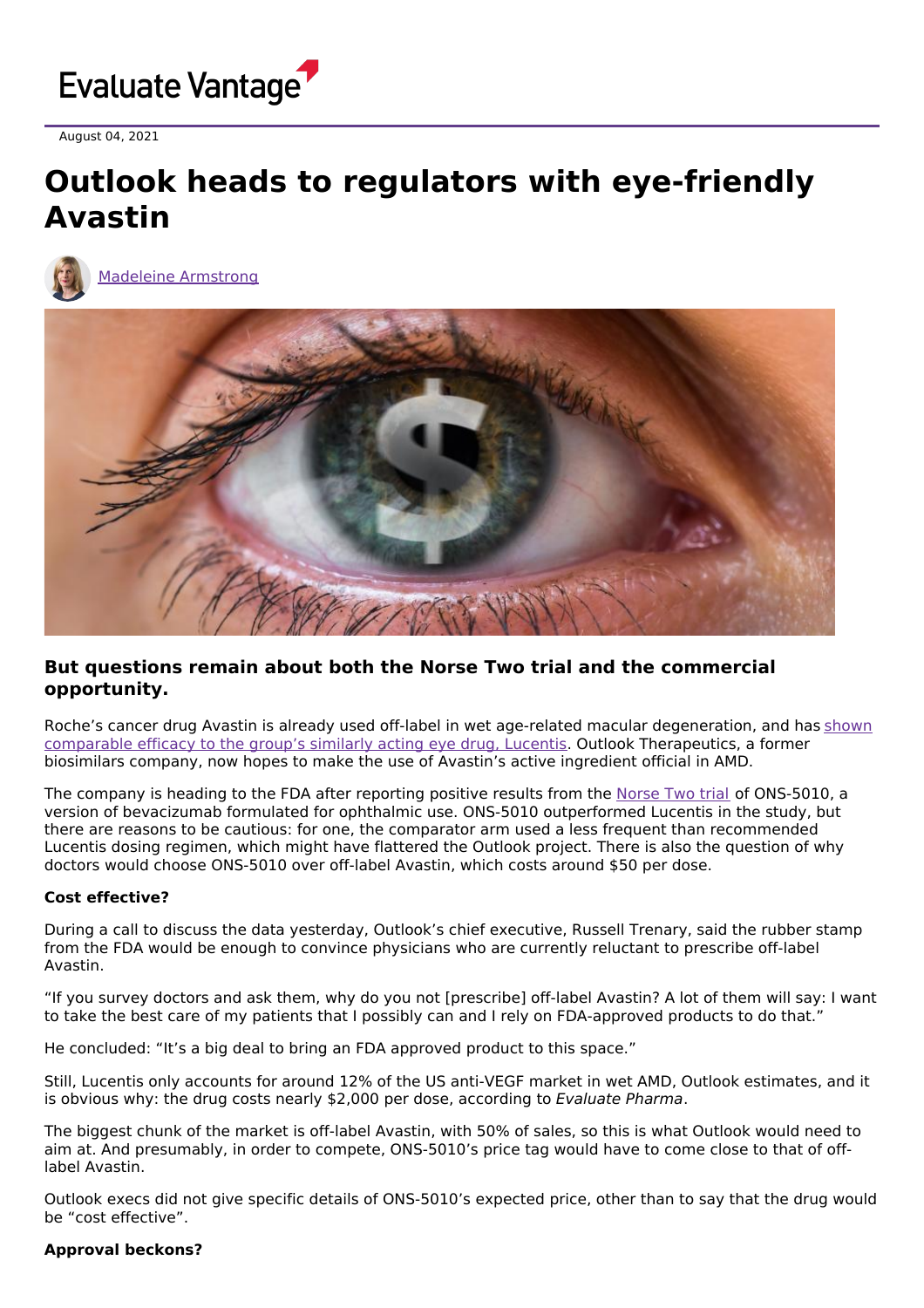August 04, 2021

# Outlook heads to regulators with eye-friendly Avastin

Madeleine Armstrong

### But questions remain about both the Norse Two trial and the commercial opportunity.

Roche's cancer drug Avastin is already used off-label in wet age-related macular degeneration, and has shown comparable efficacy to the group's similarly acting eye drug, Lucentis. Outlook Therapeutics, a former biosimilars company, now hopes to make the use of Avastin's active ingredient official in AMD.

The company is heading to the FDA after reporting positive results from the Norse Two trial of ONS-5010, a version of bevacizumab formulated for ophthalmic use. ONS-5010 outperformed Lucentis in the study, but there are reasons to be cautious: for one, the comparator arm used a less frequent than recommended Lucentis dosing regimen, which might have flattered the Outlook project. There is also the question of why doctors would choose ONS-5010 over off-label Avastin, which costs around $50 per dose.

**Cost effective?**

During a call to discuss the data yesterday, Outlook's chief executive, Russell Trenary, said the rubber stamp from the FDA would be enough to convince physicians who are currently reluctant to prescribe off-label Avastin.

"If you survey doctors and ask them, why do you not [prescribe] off-label Avastin? A lot of them will say: I want to take the best care of my patients that I possibly can and I rely on FDA-approved products to do that."

He concluded: "It's a big deal to bring an FDA approved product to this space."

Still, Lucentis only accounts for around 12% of the US anti-VEGF market in wet AMD, Outlook estimates, and it is obvious why: the drug costs nearly $2,000 per dose, according to *Evaluate Pharma*.

The biggest chunk of the market is off-label Avastin, with 50% of sales, so this is what Outlook would need to aim at. And presumably, in order to compete, ONS-5010's price tag would have to come close to that of off-label Avastin.

Outlook execs did not give specific details of ONS-5010's expected price, other than to say that the drug would be "cost effective".

**Approval beckons?**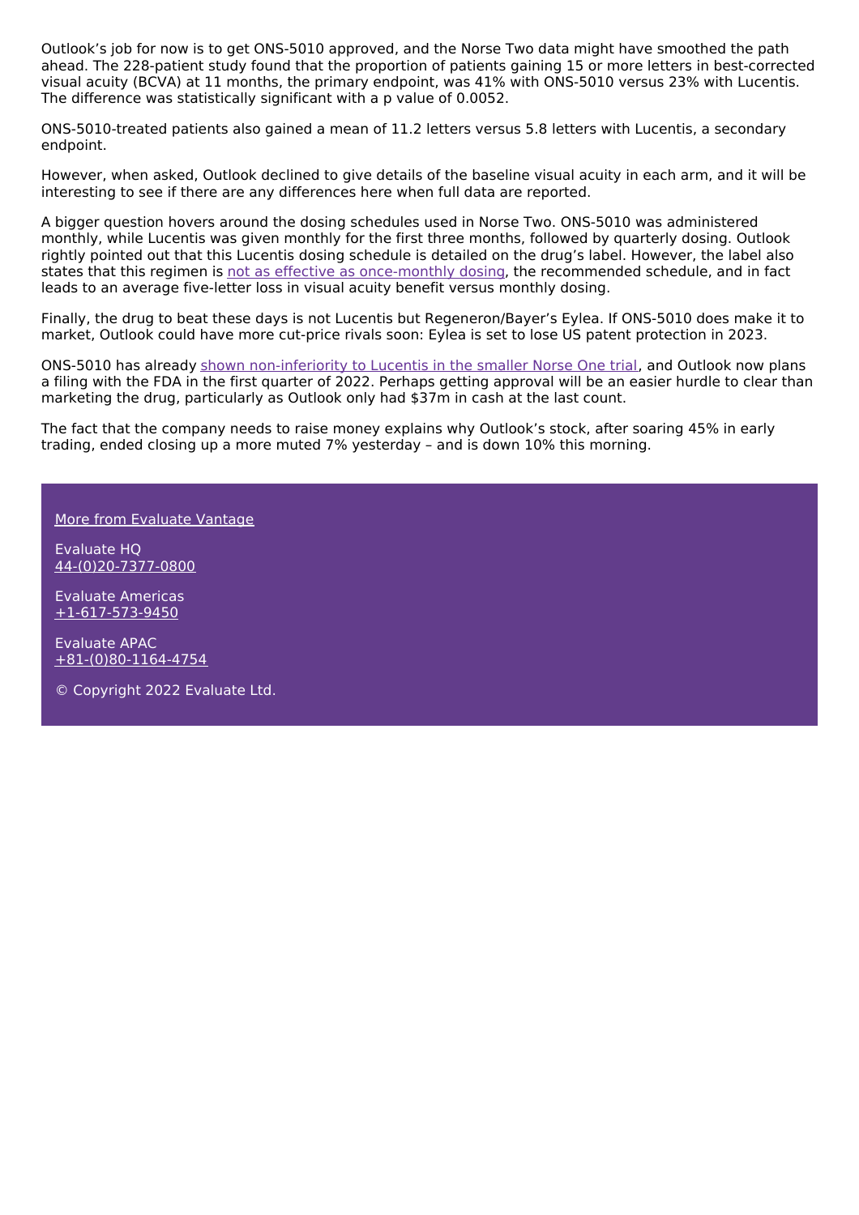Outlook’s job for now is to get ONS-5010 approved, and the Norse Two data might have smoothed the path ahead. The 228-patient study found that the proportion of patients gaining 15 or more letters in best-corrected visual acuity (BCVA) at 11 months, the primary endpoint, was 41% with ONS-5010 versus 23% with Lucentis. The difference was statistically significant with a p value of 0.0052.

ONS-5010-treated patients also gained a mean of 11.2 letters versus 5.8 letters with Lucentis, a secondary endpoint.

However, when asked, Outlook declined to give details of the baseline visual acuity in each arm, and it will be interesting to see if there are any differences here when full data are reported.

A bigger question hovers around the dosing schedules used in Norse Two. ONS-5010 was administered monthly, while Lucentis was given monthly for the first three months, followed by quarterly dosing. Outlook rightly pointed out that this Lucentis dosing schedule is detailed on the drug’s label. However, the label also states that this regimen is [not as effective as once-monthly dosing](), the recommended schedule, and in fact leads to an average five-letter loss in visual acuity benefit versus monthly dosing.

Finally, the drug to beat these days is not Lucentis but Regeneron/Bayer’s Eylea. If ONS-5010 does make it to market, Outlook could have more cut-price rivals soon: Eylea is set to lose US patent protection in 2023.

ONS-5010 has already [shown non-inferiority to Lucentis in the smaller Norse One trial](), and Outlook now plans a filing with the FDA in the first quarter of 2022. Perhaps getting approval will be an easier hurdle to clear than marketing the drug, particularly as Outlook only had $37m in cash at the last count.

The fact that the company needs to raise money explains why Outlook’s stock, after soaring 45% in early trading, ended closing up a more muted 7% yesterday – and is down 10% this morning.

[More from Evaluate Vantage]()

Evaluate HQ
44-(0)20-7377-0800

Evaluate Americas
+1-617-573-9450

Evaluate APAC
+81-(0)80-1164-4754

© Copyright 2022 Evaluate Ltd.